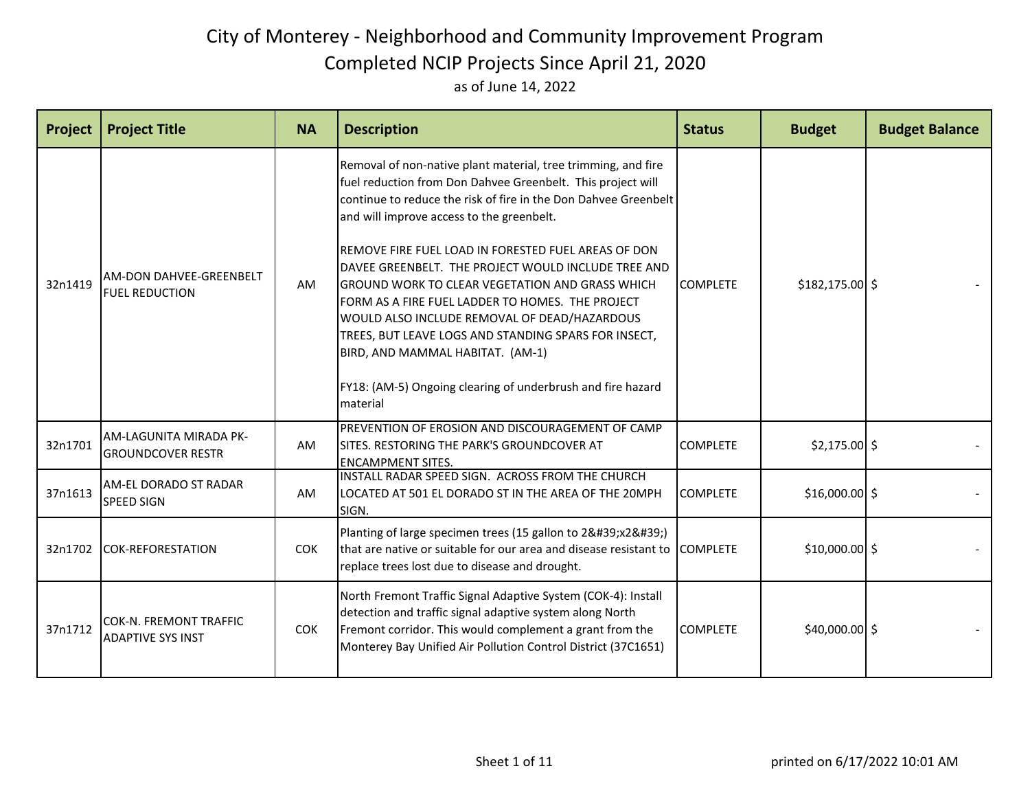# City of Monterey - Neighborhood and Community Improvement Program

## Completed NCIP Projects Since April 21, 2020

as of June 14, 2022

| Project | Project Title | NA | Description | Status | Budget | Budget Balance |
|---|---|---|---|---|---|---|
| 32n1419 | AM-DON DAHVEE-GREENBELT FUEL REDUCTION | AM | Removal of non-native plant material, tree trimming, and fire fuel reduction from Don Dahvee Greenbelt. This project will continue to reduce the risk of fire in the Don Dahvee Greenbelt and will improve access to the greenbelt.<br><br>REMOVE FIRE FUEL LOAD IN FORESTED FUEL AREAS OF DON DAVEE GREENBELT. THE PROJECT WOULD INCLUDE TREE AND GROUND WORK TO CLEAR VEGETATION AND GRASS WHICH FORM AS A FIRE FUEL LADDER TO HOMES. THE PROJECT WOULD ALSO INCLUDE REMOVAL OF DEAD/HAZARDOUS TREES, BUT LEAVE LOGS AND STANDING SPARS FOR INSECT, BIRD, AND MAMMAL HABITAT. (AM-1)<br><br>FY18: (AM-5) Ongoing clearing of underbrush and fire hazard material | COMPLETE | $182,175.00 | $ - |
| 32n1701 | AM-LAGUNITA MIRADA PK-GROUNDCOVER RESTR | AM | PREVENTION OF EROSION AND DISCOURAGEMENT OF CAMP SITES. RESTORING THE PARK'S GROUNDCOVER AT ENCAMPMENT SITES. | COMPLETE | $2,175.00 | $ - |
| 37n1613 | AM-EL DORADO ST RADAR SPEED SIGN | AM | INSTALL RADAR SPEED SIGN. ACROSS FROM THE CHURCH LOCATED AT 501 EL DORADO ST IN THE AREA OF THE 20MPH SIGN. | COMPLETE | $16,000.00 | $ - |
| 32n1702 | COK-REFORESTATION | COK | Planting of large specimen trees (15 gallon to 2&#39;x2&#39;) that are native or suitable for our area and disease resistant to replace trees lost due to disease and drought. | COMPLETE | $10,000.00 | $ - |
| 37n1712 | COK-N. FREMONT TRAFFIC ADAPTIVE SYS INST | COK | North Fremont Traffic Signal Adaptive System (COK-4): Install detection and traffic signal adaptive system along North Fremont corridor. This would complement a grant from the Monterey Bay Unified Air Pollution Control District (37C1651) | COMPLETE | $40,000.00 | $ - |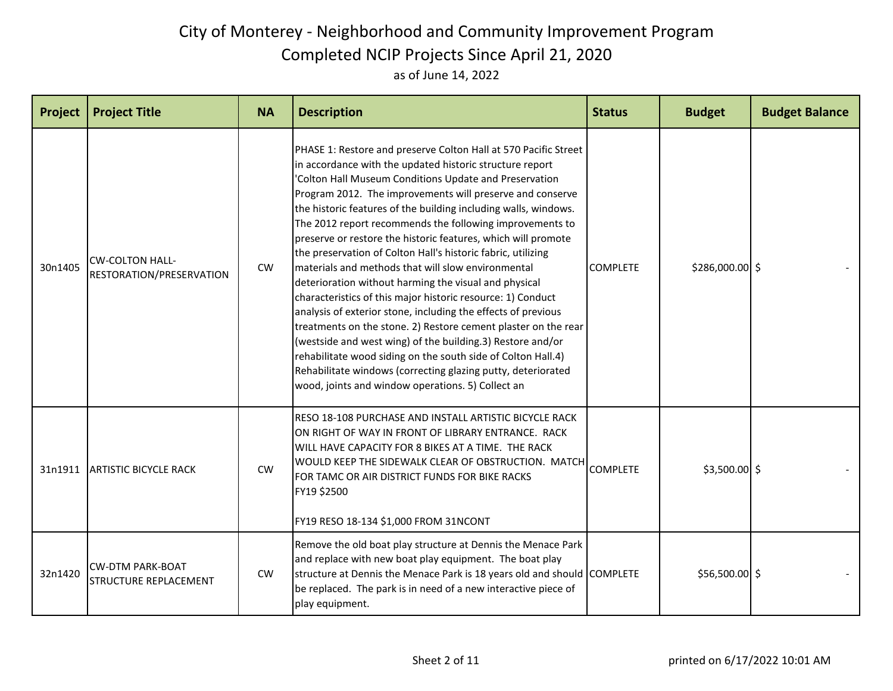# City of Monterey - Neighborhood and Community Improvement Program

## Completed NCIP Projects Since April 21, 2020

as of June 14, 2022

| Project | Project Title | NA | Description | Status | Budget | Budget Balance |
|---|---|---|---|---|---|---|
| 30n1405 | CW-COLTON HALL-RESTORATION/PRESERVATION | CW | PHASE 1: Restore and preserve Colton Hall at 570 Pacific Street in accordance with the updated historic structure report 'Colton Hall Museum Conditions Update and Preservation Program 2012. The improvements will preserve and conserve the historic features of the building including walls, windows. The 2012 report recommends the following improvements to preserve or restore the historic features, which will promote the preservation of Colton Hall's historic fabric, utilizing materials and methods that will slow environmental deterioration without harming the visual and physical characteristics of this major historic resource: 1) Conduct analysis of exterior stone, including the effects of previous treatments on the stone. 2) Restore cement plaster on the rear (westside and west wing) of the building.3) Restore and/or rehabilitate wood siding on the south side of Colton Hall.4) Rehabilitate windows (correcting glazing putty, deteriorated wood, joints and window operations. 5) Collect an | COMPLETE | $286,000.00 | $ - |
| 31n1911 | ARTISTIC BICYCLE RACK | CW | RESO 18-108 PURCHASE AND INSTALL ARTISTIC BICYCLE RACK ON RIGHT OF WAY IN FRONT OF LIBRARY ENTRANCE. RACK WILL HAVE CAPACITY FOR 8 BIKES AT A TIME. THE RACK WOULD KEEP THE SIDEWALK CLEAR OF OBSTRUCTION. MATCH FOR TAMC OR AIR DISTRICT FUNDS FOR BIKE RACKS<br>FY19 $2500<br><br>FY19 RESO 18-134 $1,000 FROM 31NCONT | COMPLETE | $3,500.00 | $ - |
| 32n1420 | CW-DTM PARK-BOAT STRUCTURE REPLACEMENT | CW | Remove the old boat play structure at Dennis the Menace Park and replace with new boat play equipment. The boat play structure at Dennis the Menace Park is 18 years old and should be replaced. The park is in need of a new interactive piece of play equipment. | COMPLETE | $56,500.00 | $ - |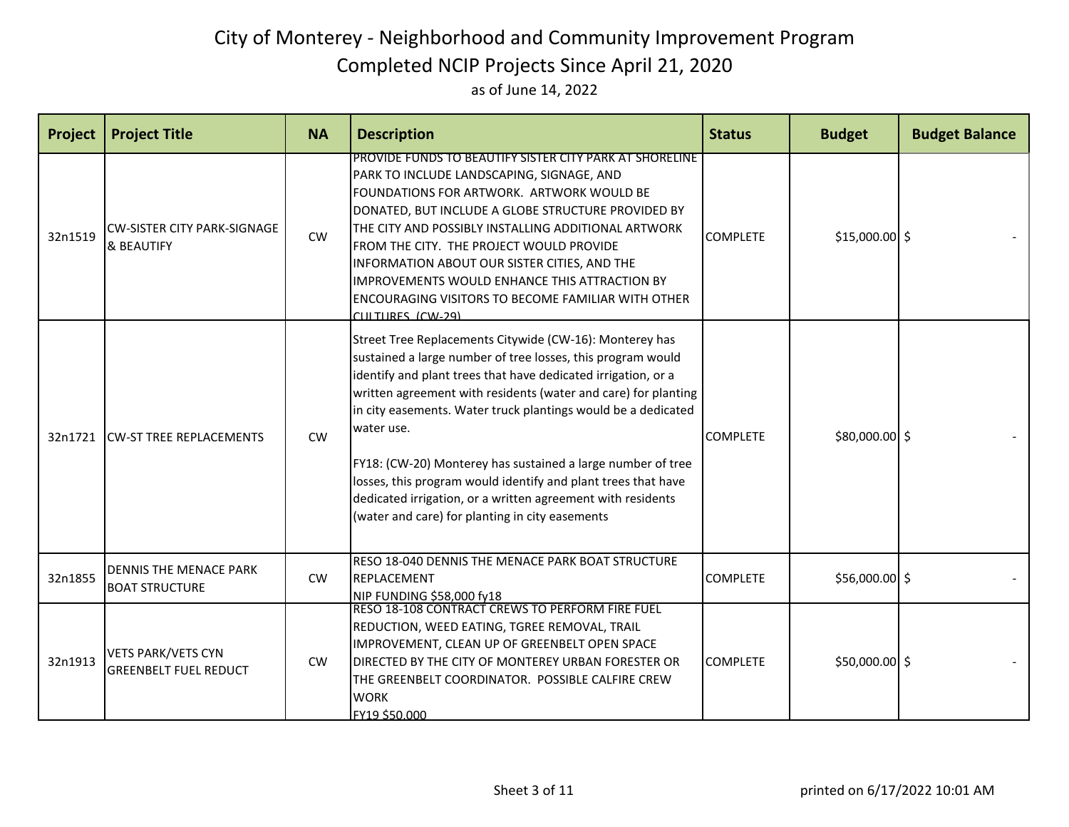# City of Monterey - Neighborhood and Community Improvement Program

## Completed NCIP Projects Since April 21, 2020

as of June 14, 2022

| Project | Project Title | NA | Description | Status | Budget | Budget Balance |
|---|---|---|---|---|---|---|
| 32n1519 | CW-SISTER CITY PARK-SIGNAGE & BEAUTIFY | CW | PROVIDE FUNDS TO BEAUTIFY SISTER CITY PARK AT SHORELINE PARK TO INCLUDE LANDSCAPING, SIGNAGE, AND FOUNDATIONS FOR ARTWORK. ARTWORK WOULD BE DONATED, BUT INCLUDE A GLOBE STRUCTURE PROVIDED BY THE CITY AND POSSIBLY INSTALLING ADDITIONAL ARTWORK FROM THE CITY. THE PROJECT WOULD PROVIDE INFORMATION ABOUT OUR SISTER CITIES, AND THE IMPROVEMENTS WOULD ENHANCE THIS ATTRACTION BY ENCOURAGING VISITORS TO BECOME FAMILIAR WITH OTHER CULTURES. (CW-29) | COMPLETE | $15,000.00 | $ - |
| 32n1721 | CW-ST TREE REPLACEMENTS | CW | Street Tree Replacements Citywide (CW-16): Monterey has sustained a large number of tree losses, this program would identify and plant trees that have dedicated irrigation, or a written agreement with residents (water and care) for planting in city easements. Water truck plantings would be a dedicated water use.<br><br>FY18: (CW-20) Monterey has sustained a large number of tree losses, this program would identify and plant trees that have dedicated irrigation, or a written agreement with residents (water and care) for planting in city easements | COMPLETE | $80,000.00 | $ - |
| 32n1855 | DENNIS THE MENACE PARK BOAT STRUCTURE | CW | RESO 18-040 DENNIS THE MENACE PARK BOAT STRUCTURE REPLACEMENT<br>NIP FUNDING $58,000 fy18 | COMPLETE | $56,000.00 | $ - |
| 32n1913 | VETS PARK/VETS CYN GREENBELT FUEL REDUCT | CW | RESO 18-108 CONTRACT CREWS TO PERFORM FIRE FUEL REDUCTION, WEED EATING, TGREE REMOVAL, TRAIL IMPROVEMENT, CLEAN UP OF GREENBELT OPEN SPACE DIRECTED BY THE CITY OF MONTEREY URBAN FORESTER OR THE GREENBELT COORDINATOR. POSSIBLE CALFIRE CREW WORK<br>FY19 $50,000 | COMPLETE | $50,000.00 | $ - |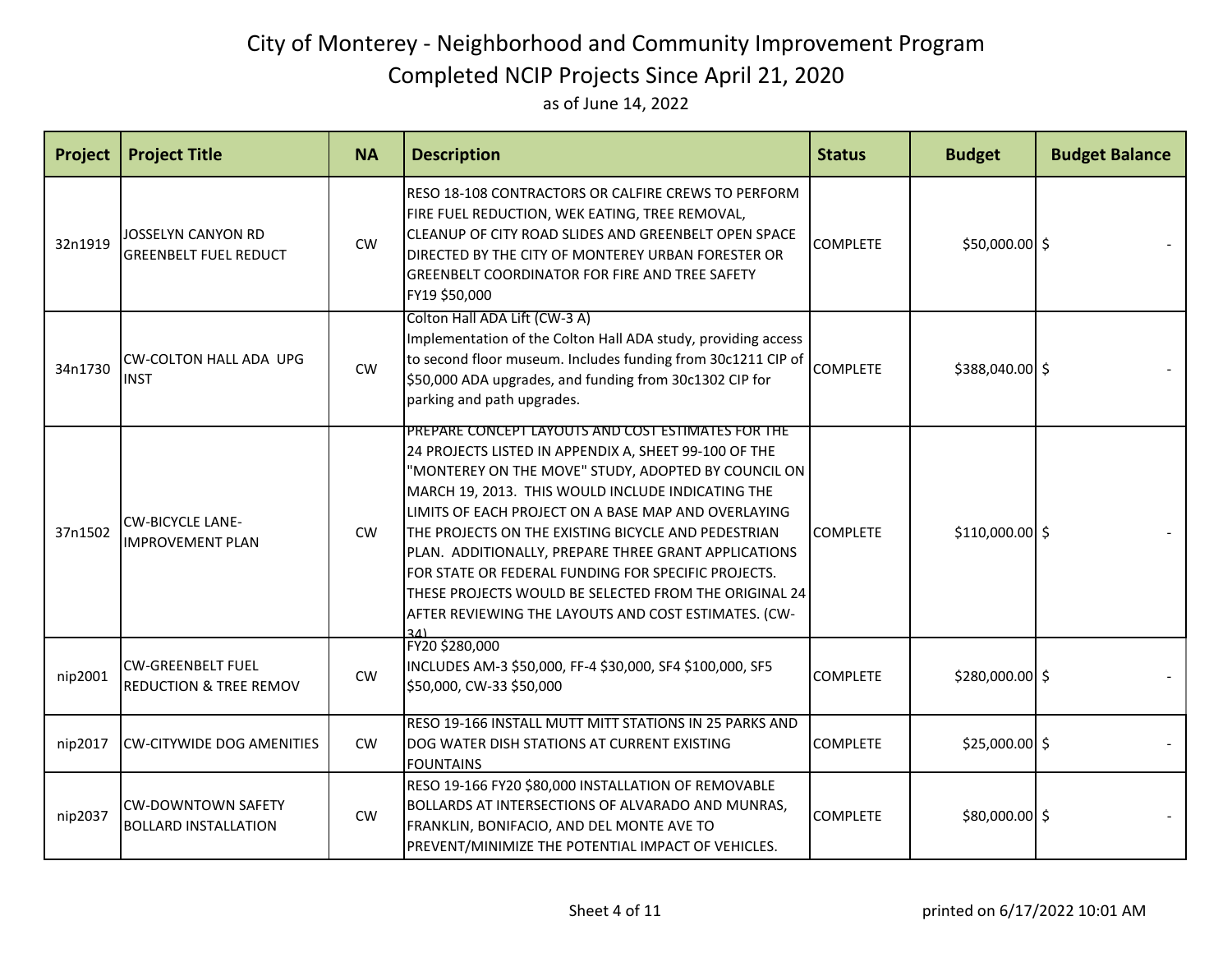# City of Monterey - Neighborhood and Community Improvement Program

## Completed NCIP Projects Since April 21, 2020

as of June 14, 2022

| Project | Project Title | NA | Description | Status | Budget | Budget Balance |
|---|---|---|---|---|---|---|
| 32n1919 | JOSSELYN CANYON RD GREENBELT FUEL REDUCT | CW | RESO 18-108 CONTRACTORS OR CALFIRE CREWS TO PERFORM FIRE FUEL REDUCTION, WEK EATING, TREE REMOVAL, CLEANUP OF CITY ROAD SLIDES AND GREENBELT OPEN SPACE DIRECTED BY THE CITY OF MONTEREY URBAN FORESTER OR GREENBELT COORDINATOR FOR FIRE AND TREE SAFETY FY19 $50,000 | COMPLETE | $50,000.00 | $ - |
| 34n1730 | CW-COLTON HALL ADA UPG INST | CW | Colton Hall ADA Lift (CW-3 A) Implementation of the Colton Hall ADA study, providing access to second floor museum. Includes funding from 30c1211 CIP of $50,000 ADA upgrades, and funding from 30c1302 CIP for parking and path upgrades. | COMPLETE | $388,040.00 | $ - |
| 37n1502 | CW-BICYCLE LANE-IMPROVEMENT PLAN | CW | PREPARE CONCEPT LAYOUTS AND COST ESTIMATES FOR THE 24 PROJECTS LISTED IN APPENDIX A, SHEET 99-100 OF THE "MONTEREY ON THE MOVE" STUDY, ADOPTED BY COUNCIL ON MARCH 19, 2013. THIS WOULD INCLUDE INDICATING THE LIMITS OF EACH PROJECT ON A BASE MAP AND OVERLAYING THE PROJECTS ON THE EXISTING BICYCLE AND PEDESTRIAN PLAN. ADDITIONALLY, PREPARE THREE GRANT APPLICATIONS FOR STATE OR FEDERAL FUNDING FOR SPECIFIC PROJECTS. THESE PROJECTS WOULD BE SELECTED FROM THE ORIGINAL 24 AFTER REVIEWING THE LAYOUTS AND COST ESTIMATES. (CW-34) | COMPLETE | $110,000.00 | $ - |
| nip2001 | CW-GREENBELT FUEL REDUCTION & TREE REMOV | CW | FY20 $280,000 INCLUDES AM-3 $50,000, FF-4 $30,000, SF4 $100,000, SF5 $50,000, CW-33 $50,000 | COMPLETE | $280,000.00 | $ - |
| nip2017 | CW-CITYWIDE DOG AMENITIES | CW | RESO 19-166 INSTALL MUTT MITT STATIONS IN 25 PARKS AND DOG WATER DISH STATIONS AT CURRENT EXISTING FOUNTAINS | COMPLETE | $25,000.00 | $ - |
| nip2037 | CW-DOWNTOWN SAFETY BOLLARD INSTALLATION | CW | RESO 19-166 FY20 $80,000 INSTALLATION OF REMOVABLE BOLLARDS AT INTERSECTIONS OF ALVARADO AND MUNRAS, FRANKLIN, BONIFACIO, AND DEL MONTE AVE TO PREVENT/MINIMIZE THE POTENTIAL IMPACT OF VEHICLES. | COMPLETE | $80,000.00 | $ - |

printed on 6/17/2022 10:01 AM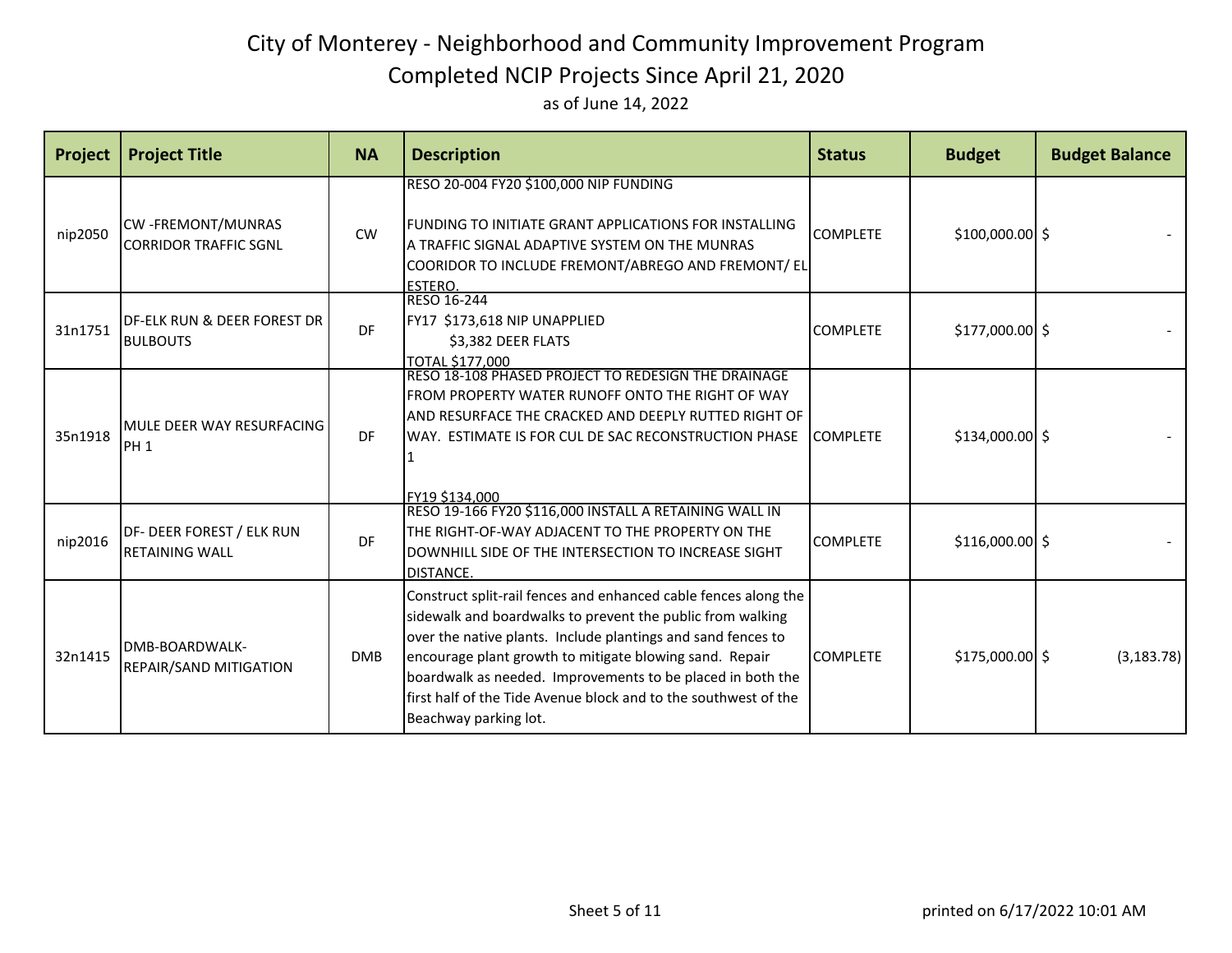# City of Monterey - Neighborhood and Community Improvement Program

## Completed NCIP Projects Since April 21, 2020

as of June 14, 2022

| Project | Project Title | NA | Description | Status | Budget | Budget Balance |
|---|---|---|---|---|---|---|
| nip2050 | CW -FREMONT/MUNRAS CORRIDOR TRAFFIC SGNL | CW | RESO 20-004 FY20 $100,000 NIP FUNDING<br><br>FUNDING TO INITIATE GRANT APPLICATIONS FOR INSTALLING A TRAFFIC SIGNAL ADAPTIVE SYSTEM ON THE MUNRAS COORIDOR TO INCLUDE FREMONT/ABREGO AND FREMONT/ EL ESTERO. | COMPLETE | $100,000.00 | $ - |
| 31n1751 | DF-ELK RUN & DEER FOREST DR BULBOUTS | DF | RESO 16-244<br>FY17 $173,618 NIP UNAPPLIED<br>$3,382 DEER FLATS<br>TOTAL $177,000 | COMPLETE | $177,000.00 | $ - |
| 35n1918 | MULE DEER WAY RESURFACING PH 1 | DF | RESO 18-108 PHASED PROJECT TO REDESIGN THE DRAINAGE FROM PROPERTY WATER RUNOFF ONTO THE RIGHT OF WAY AND RESURFACE THE CRACKED AND DEEPLY RUTTED RIGHT OF WAY. ESTIMATE IS FOR CUL DE SAC RECONSTRUCTION PHASE 1<br><br>FY19 $134,000 | COMPLETE | $134,000.00 | $ - |
| nip2016 | DF- DEER FOREST / ELK RUN RETAINING WALL | DF | RESO 19-166 FY20 $116,000 INSTALL A RETAINING WALL IN THE RIGHT-OF-WAY ADJACENT TO THE PROPERTY ON THE DOWNHILL SIDE OF THE INTERSECTION TO INCREASE SIGHT DISTANCE. | COMPLETE | $116,000.00 | $ - |
| 32n1415 | DMB-BOARDWALK-REPAIR/SAND MITIGATION | DMB | Construct split-rail fences and enhanced cable fences along the sidewalk and boardwalks to prevent the public from walking over the native plants. Include plantings and sand fences to encourage plant growth to mitigate blowing sand. Repair boardwalk as needed. Improvements to be placed in both the first half of the Tide Avenue block and to the southwest of the Beachway parking lot. | COMPLETE | $175,000.00 | $ (3,183.78) |

printed on 6/17/2022 10:01 AM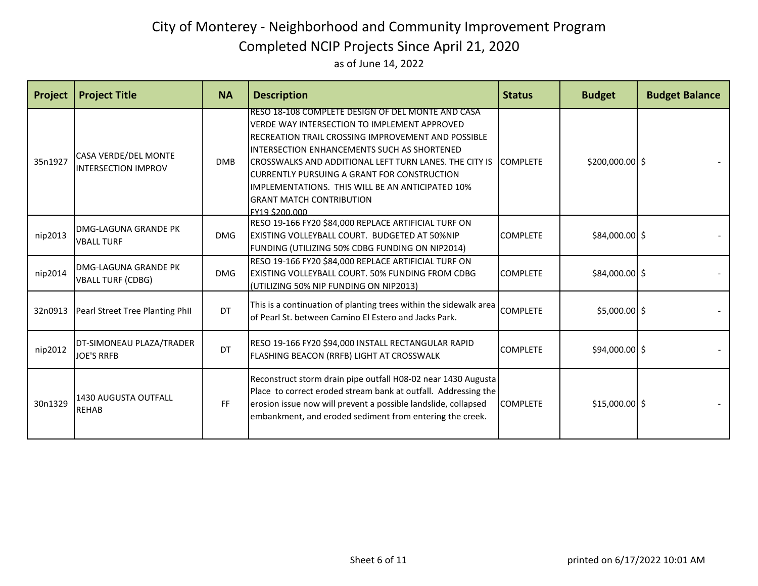# City of Monterey - Neighborhood and Community Improvement Program

## Completed NCIP Projects Since April 21, 2020

as of June 14, 2022

| Project | Project Title | NA | Description | Status | Budget | Budget Balance |
|---|---|---|---|---|---|---|
| 35n1927 | CASA VERDE/DEL MONTE INTERSECTION IMPROV | DMB | RESO 18-108 COMPLETE DESIGN OF DEL MONTE AND CASA VERDE WAY INTERSECTION TO IMPLEMENT APPROVED RECREATION TRAIL CROSSING IMPROVEMENT AND POSSIBLE INTERSECTION ENHANCEMENTS SUCH AS SHORTENED CROSSWALKS AND ADDITIONAL LEFT TURN LANES. THE CITY IS CURRENTLY PURSUING A GRANT FOR CONSTRUCTION IMPLEMENTATIONS. THIS WILL BE AN ANTICIPATED 10% GRANT MATCH CONTRIBUTION FY19 $200,000 | COMPLETE | $200,000.00 | $ - |
| nip2013 | DMG-LAGUNA GRANDE PK VBALL TURF | DMG | RESO 19-166 FY20 $84,000 REPLACE ARTIFICIAL TURF ON EXISTING VOLLEYBALL COURT. BUDGETED AT 50%NIP FUNDING (UTILIZING 50% CDBG FUNDING ON NIP2014) | COMPLETE | $84,000.00 | $ - |
| nip2014 | DMG-LAGUNA GRANDE PK VBALL TURF (CDBG) | DMG | RESO 19-166 FY20 $84,000 REPLACE ARTIFICIAL TURF ON EXISTING VOLLEYBALL COURT. 50% FUNDING FROM CDBG (UTILIZING 50% NIP FUNDING ON NIP2013) | COMPLETE | $84,000.00 | $ - |
| 32n0913 | Pearl Street Tree Planting PhII | DT | This is a continuation of planting trees within the sidewalk area of Pearl St. between Camino El Estero and Jacks Park. | COMPLETE | $5,000.00 | $ - |
| nip2012 | DT-SIMONEAU PLAZA/TRADER JOE'S RRFB | DT | RESO 19-166 FY20 $94,000 INSTALL RECTANGULAR RAPID FLASHING BEACON (RRFB) LIGHT AT CROSSWALK | COMPLETE | $94,000.00 | $ - |
| 30n1329 | 1430 AUGUSTA OUTFALL REHAB | FF | Reconstruct storm drain pipe outfall H08-02 near 1430 Augusta Place to correct eroded stream bank at outfall. Addressing the erosion issue now will prevent a possible landslide, collapsed embankment, and eroded sediment from entering the creek. | COMPLETE | $15,000.00 | $ - |

printed on 6/17/2022 10:01 AM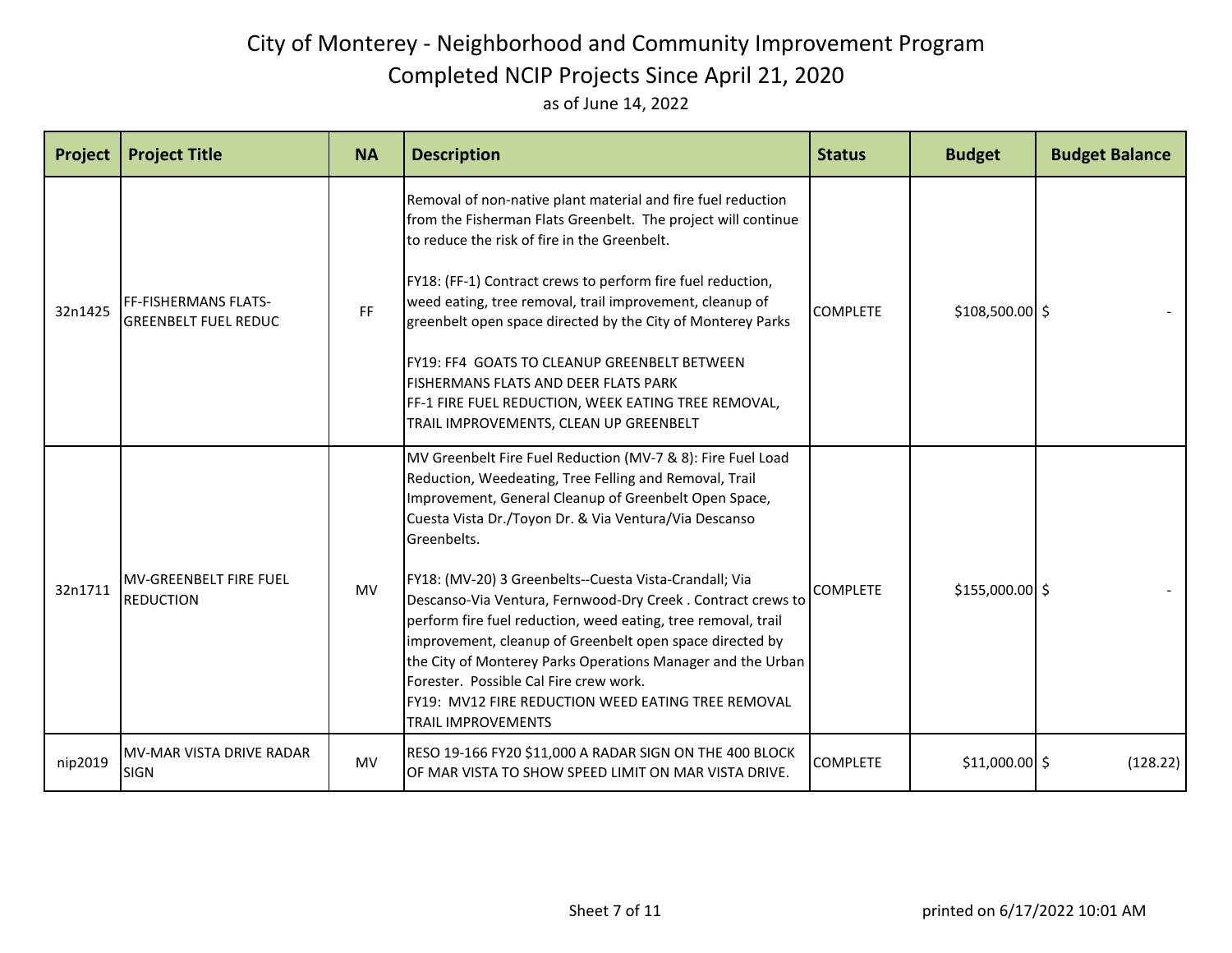# City of Monterey - Neighborhood and Community Improvement Program

## Completed NCIP Projects Since April 21, 2020

as of June 14, 2022

| Project | Project Title | NA | Description | Status | Budget | Budget Balance |
|---|---|---|---|---|---|---|
| 32n1425 | FF-FISHERMANS FLATS-GREENBELT FUEL REDUC | FF | Removal of non-native plant material and fire fuel reduction from the Fisherman Flats Greenbelt. The project will continue to reduce the risk of fire in the Greenbelt.<br><br>FY18: (FF-1) Contract crews to perform fire fuel reduction, weed eating, tree removal, trail improvement, cleanup of greenbelt open space directed by the City of Monterey Parks<br><br>FY19: FF4 GOATS TO CLEANUP GREENBELT BETWEEN FISHERMANS FLATS AND DEER FLATS PARK<br>FF-1 FIRE FUEL REDUCTION, WEEK EATING TREE REMOVAL, TRAIL IMPROVEMENTS, CLEAN UP GREENBELT | COMPLETE | $108,500.00 | $ - |
| 32n1711 | MV-GREENBELT FIRE FUEL REDUCTION | MV | MV Greenbelt Fire Fuel Reduction (MV-7 & 8): Fire Fuel Load Reduction, Weedeating, Tree Felling and Removal, Trail Improvement, General Cleanup of Greenbelt Open Space, Cuesta Vista Dr./Toyon Dr. & Via Ventura/Via Descanso Greenbelts.<br><br>FY18: (MV-20) 3 Greenbelts--Cuesta Vista-Crandall; Via Descanso-Via Ventura, Fernwood-Dry Creek . Contract crews to perform fire fuel reduction, weed eating, tree removal, trail improvement, cleanup of Greenbelt open space directed by the City of Monterey Parks Operations Manager and the Urban Forester. Possible Cal Fire crew work.<br>FY19: MV12 FIRE REDUCTION WEED EATING TREE REMOVAL TRAIL IMPROVEMENTS | COMPLETE | $155,000.00 | $ - |
| nip2019 | MV-MAR VISTA DRIVE RADAR SIGN | MV | RESO 19-166 FY20 $11,000 A RADAR SIGN ON THE 400 BLOCK OF MAR VISTA TO SHOW SPEED LIMIT ON MAR VISTA DRIVE. | COMPLETE | $11,000.00 | $ (128.22) |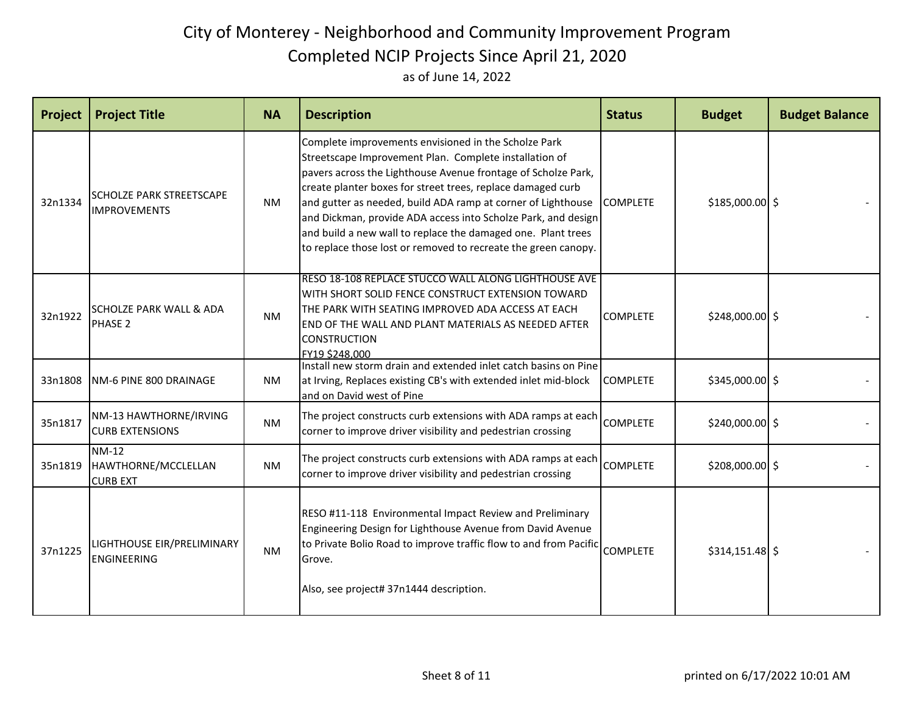# City of Monterey - Neighborhood and Community Improvement Program

## Completed NCIP Projects Since April 21, 2020

as of June 14, 2022

| Project | Project Title | NA | Description | Status | Budget | Budget Balance |
|---|---|---|---|---|---|---|
| 32n1334 | SCHOLZE PARK STREETSCAPE IMPROVEMENTS | NM | Complete improvements envisioned in the Scholze Park Streetscape Improvement Plan. Complete installation of pavers across the Lighthouse Avenue frontage of Scholze Park, create planter boxes for street trees, replace damaged curb and gutter as needed, build ADA ramp at corner of Lighthouse and Dickman, provide ADA access into Scholze Park, and design and build a new wall to replace the damaged one. Plant trees to replace those lost or removed to recreate the green canopy. | COMPLETE | $185,000.00 | $ - |
| 32n1922 | SCHOLZE PARK WALL & ADA PHASE 2 | NM | RESO 18-108 REPLACE STUCCO WALL ALONG LIGHTHOUSE AVE WITH SHORT SOLID FENCE CONSTRUCT EXTENSION TOWARD THE PARK WITH SEATING IMPROVED ADA ACCESS AT EACH END OF THE WALL AND PLANT MATERIALS AS NEEDED AFTER CONSTRUCTION FY19 $248,000 | COMPLETE | $248,000.00 | $ - |
| 33n1808 | NM-6 PINE 800 DRAINAGE | NM | Install new storm drain and extended inlet catch basins on Pine at Irving, Replaces existing CB's with extended inlet mid-block and on David west of Pine | COMPLETE | $345,000.00 | $ - |
| 35n1817 | NM-13 HAWTHORNE/IRVING CURB EXTENSIONS | NM | The project constructs curb extensions with ADA ramps at each corner to improve driver visibility and pedestrian crossing | COMPLETE | $240,000.00 | $ - |
| 35n1819 | NM-12 HAWTHORNE/MCCLELLAN CURB EXT | NM | The project constructs curb extensions with ADA ramps at each corner to improve driver visibility and pedestrian crossing | COMPLETE | $208,000.00 | $ - |
| 37n1225 | LIGHTHOUSE EIR/PRELIMINARY ENGINEERING | NM | RESO #11-118 Environmental Impact Review and Preliminary Engineering Design for Lighthouse Avenue from David Avenue to Private Bolio Road to improve traffic flow to and from Pacific Grove. Also, see project# 37n1444 description. | COMPLETE | $314,151.48 | $ - |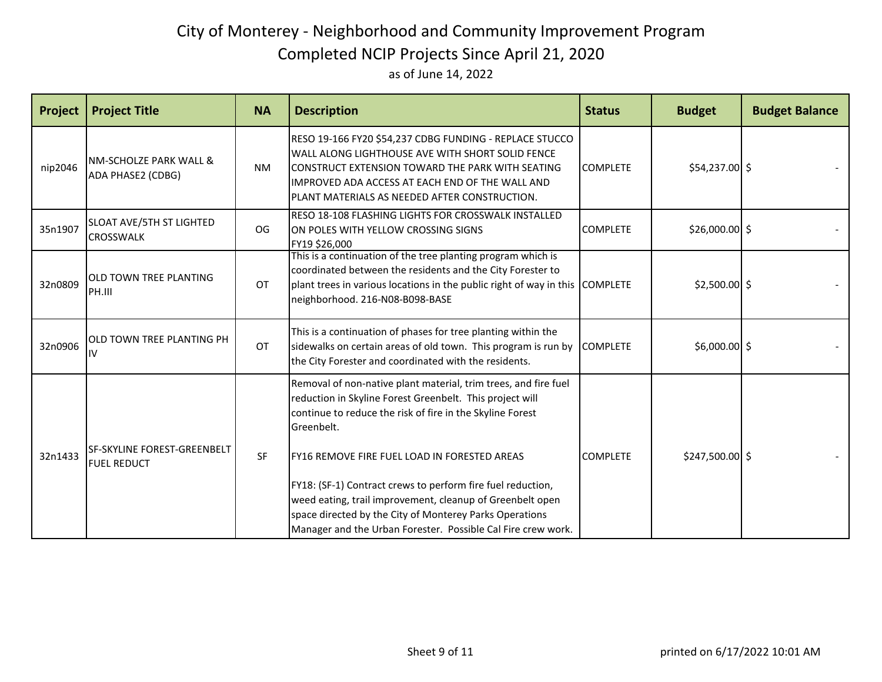# City of Monterey - Neighborhood and Community Improvement Program

## Completed NCIP Projects Since April 21, 2020

as of June 14, 2022

| Project | Project Title | NA | Description | Status | Budget | Budget Balance |
|---|---|---|---|---|---|---|
| nip2046 | NM-SCHOLZE PARK WALL & ADA PHASE2 (CDBG) | NM | RESO 19-166 FY20 $54,237 CDBG FUNDING - REPLACE STUCCO WALL ALONG LIGHTHOUSE AVE WITH SHORT SOLID FENCE CONSTRUCT EXTENSION TOWARD THE PARK WITH SEATING IMPROVED ADA ACCESS AT EACH END OF THE WALL AND PLANT MATERIALS AS NEEDED AFTER CONSTRUCTION. | COMPLETE | $54,237.00 | $ - |
| 35n1907 | SLOAT AVE/5TH ST LIGHTED CROSSWALK | OG | RESO 18-108 FLASHING LIGHTS FOR CROSSWALK INSTALLED ON POLES WITH YELLOW CROSSING SIGNS FY19 $26,000 | COMPLETE | $26,000.00 | $ - |
| 32n0809 | OLD TOWN TREE PLANTING PH.III | OT | This is a continuation of the tree planting program which is coordinated between the residents and the City Forester to plant trees in various locations in the public right of way in this neighborhood. 216-N08-B098-BASE | COMPLETE | $2,500.00 | $ - |
| 32n0906 | OLD TOWN TREE PLANTING PH IV | OT | This is a continuation of phases for tree planting within the sidewalks on certain areas of old town. This program is run by the City Forester and coordinated with the residents. | COMPLETE | $6,000.00 | $ - |
| 32n1433 | SF-SKYLINE FOREST-GREENBELT FUEL REDUCT | SF | Removal of non-native plant material, trim trees, and fire fuel reduction in Skyline Forest Greenbelt. This project will continue to reduce the risk of fire in the Skyline Forest Greenbelt.<br><br>FY16 REMOVE FIRE FUEL LOAD IN FORESTED AREAS<br><br>FY18: (SF-1) Contract crews to perform fire fuel reduction, weed eating, trail improvement, cleanup of Greenbelt open space directed by the City of Monterey Parks Operations Manager and the Urban Forester. Possible Cal Fire crew work. | COMPLETE | $247,500.00 | $ - |

printed on 6/17/2022 10:01 AM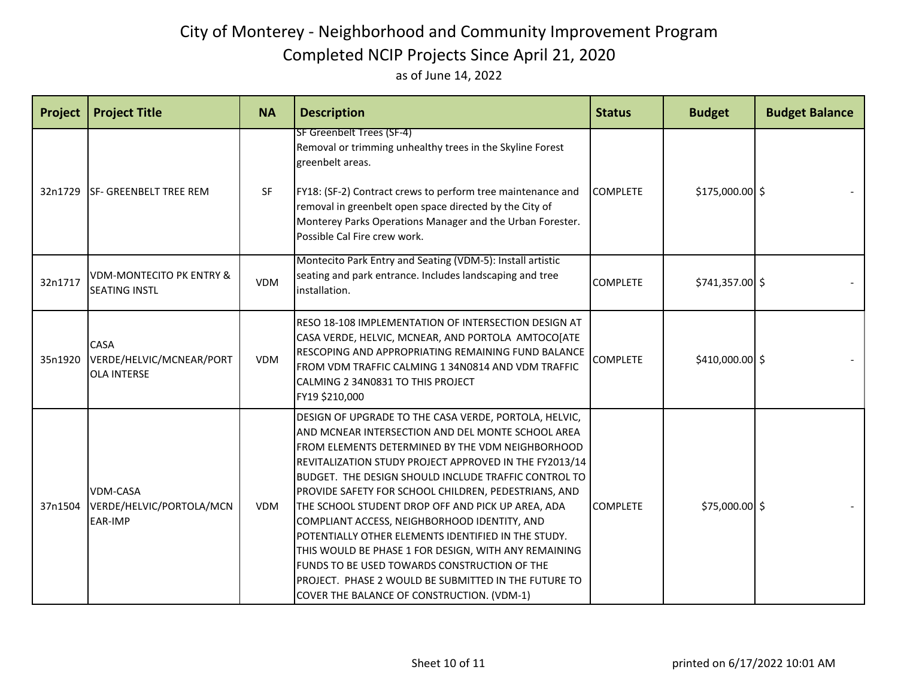# City of Monterey - Neighborhood and Community Improvement Program

## Completed NCIP Projects Since April 21, 2020

as of June 14, 2022

| Project | Project Title | NA | Description | Status | Budget | Budget Balance |
|---|---|---|---|---|---|---|
| 32n1729 | SF- GREENBELT TREE REM | SF | SF Greenbelt Trees (SF-4)<br>Removal or trimming unhealthy trees in the Skyline Forest greenbelt areas.<br><br>FY18: (SF-2) Contract crews to perform tree maintenance and removal in greenbelt open space directed by the City of Monterey Parks Operations Manager and the Urban Forester. Possible Cal Fire crew work. | COMPLETE | $175,000.00 | $ - |
| 32n1717 | VDM-MONTECITO PK ENTRY & SEATING INSTL | VDM | Montecito Park Entry and Seating (VDM-5): Install artistic seating and park entrance. Includes landscaping and tree installation. | COMPLETE | $741,357.00 | $ - |
| 35n1920 | CASA VERDE/HELVIC/MCNEAR/PORTOLA INTERSE | VDM | RESO 18-108 IMPLEMENTATION OF INTERSECTION DESIGN AT CASA VERDE, HELVIC, MCNEAR, AND PORTOLA AMTOCO[ATE RESCOPING AND APPROPRIATING REMAINING FUND BALANCE FROM VDM TRAFFIC CALMING 1 34N0814 AND VDM TRAFFIC CALMING 2 34N0831 TO THIS PROJECT<br>FY19 $210,000 | COMPLETE | $410,000.00 | $ - |
| 37n1504 | VDM-CASA VERDE/HELVIC/PORTOLA/MCNEAR-IMP | VDM | DESIGN OF UPGRADE TO THE CASA VERDE, PORTOLA, HELVIC, AND MCNEAR INTERSECTION AND DEL MONTE SCHOOL AREA FROM ELEMENTS DETERMINED BY THE VDM NEIGHBORHOOD REVITALIZATION STUDY PROJECT APPROVED IN THE FY2013/14 BUDGET. THE DESIGN SHOULD INCLUDE TRAFFIC CONTROL TO PROVIDE SAFETY FOR SCHOOL CHILDREN, PEDESTRIANS, AND THE SCHOOL STUDENT DROP OFF AND PICK UP AREA, ADA COMPLIANT ACCESS, NEIGHBORHOOD IDENTITY, AND POTENTIALLY OTHER ELEMENTS IDENTIFIED IN THE STUDY. THIS WOULD BE PHASE 1 FOR DESIGN, WITH ANY REMAINING FUNDS TO BE USED TOWARDS CONSTRUCTION OF THE PROJECT. PHASE 2 WOULD BE SUBMITTED IN THE FUTURE TO COVER THE BALANCE OF CONSTRUCTION. (VDM-1) | COMPLETE | $75,000.00 | $ - |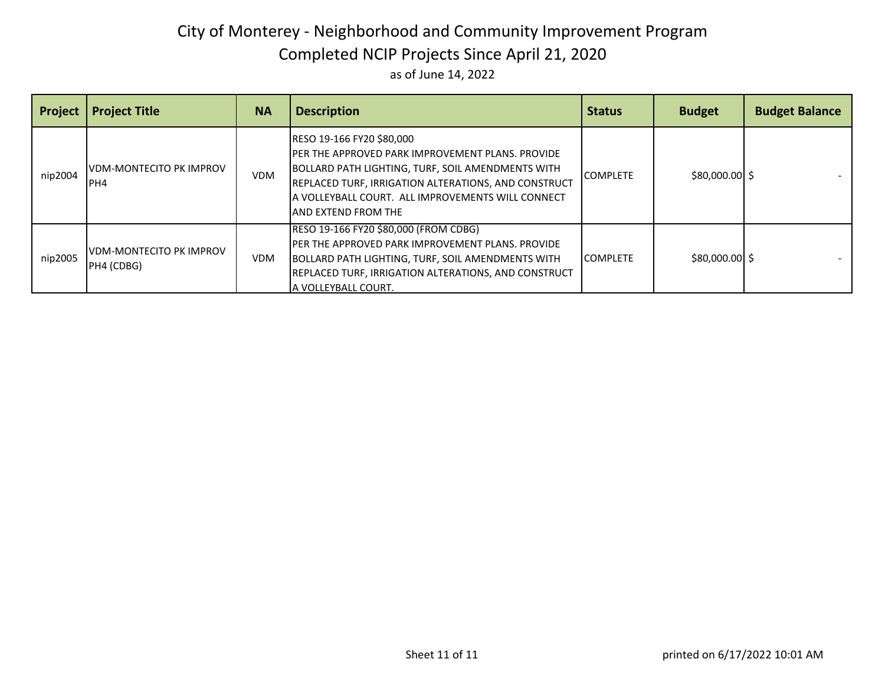# City of Monterey - Neighborhood and Community Improvement Program

## Completed NCIP Projects Since April 21, 2020

as of June 14, 2022

| Project | Project Title | NA | Description | Status | Budget | Budget Balance |
|---|---|---|---|---|---|---|
| nip2004 | VDM-MONTECITO PK IMPROV PH4 | VDM | RESO 19-166 FY20 $80,000 PER THE APPROVED PARK IMPROVEMENT PLANS. PROVIDE BOLLARD PATH LIGHTING, TURF, SOIL AMENDMENTS WITH REPLACED TURF, IRRIGATION ALTERATIONS, AND CONSTRUCT A VOLLEYBALL COURT. ALL IMPROVEMENTS WILL CONNECT AND EXTEND FROM THE | COMPLETE | $80,000.00 | $ - |
| nip2005 | VDM-MONTECITO PK IMPROV PH4 (CDBG) | VDM | RESO 19-166 FY20 $80,000 (FROM CDBG) PER THE APPROVED PARK IMPROVEMENT PLANS. PROVIDE BOLLARD PATH LIGHTING, TURF, SOIL AMENDMENTS WITH REPLACED TURF, IRRIGATION ALTERATIONS, AND CONSTRUCT A VOLLEYBALL COURT. | COMPLETE | $80,000.00 | $ - |

printed on 6/17/2022 10:01 AM